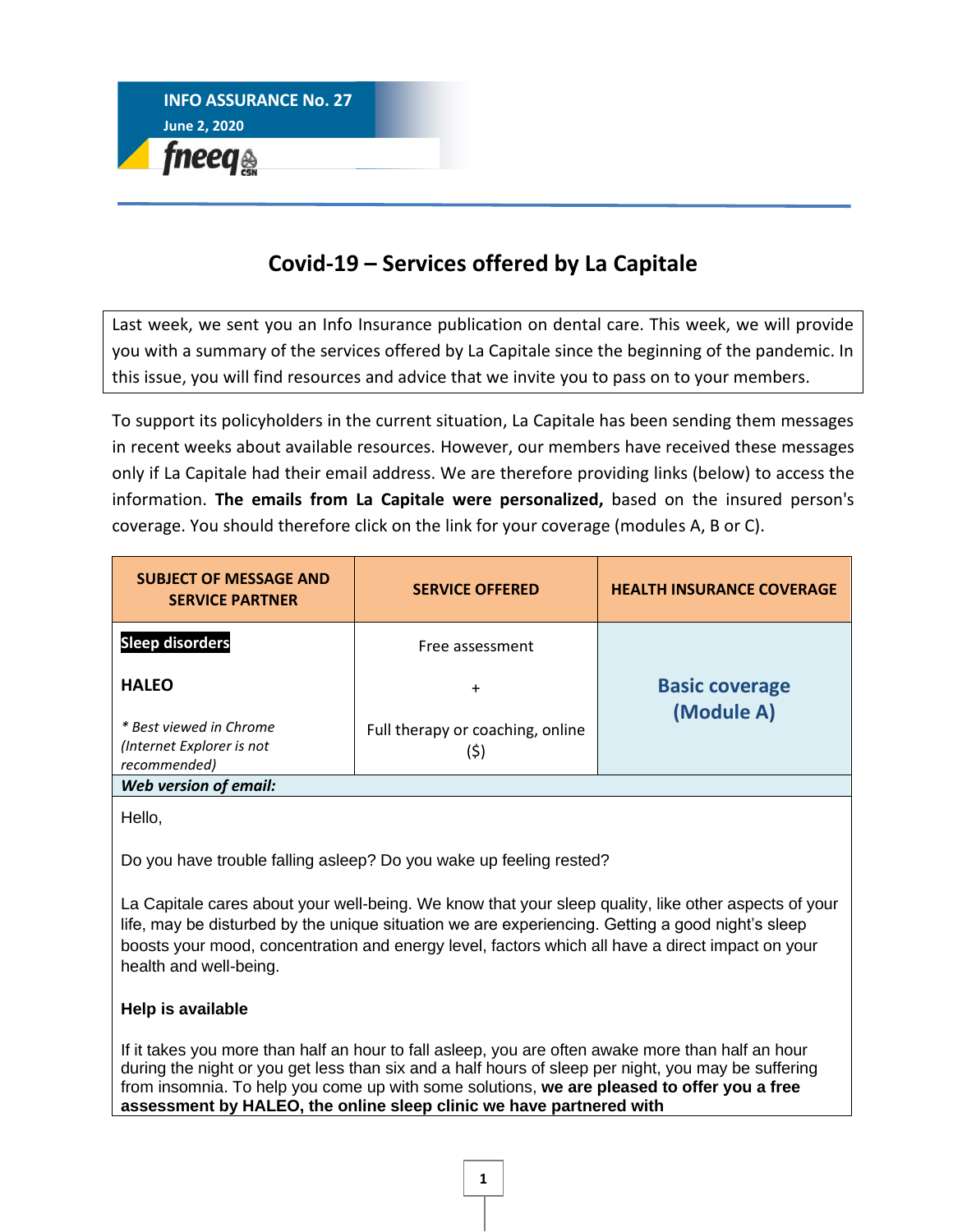**INFO ASSURANCE No. 27**
**June 2, 2020**

fneeq CSN

# Covid-19 – Services offered by La Capitale

Last week, we sent you an Info Insurance publication on dental care. This week, we will provide you with a summary of the services offered by La Capitale since the beginning of the pandemic. In this issue, you will find resources and advice that we invite you to pass on to your members.

To support its policyholders in the current situation, La Capitale has been sending them messages in recent weeks about available resources. However, our members have received these messages only if La Capitale had their email address. We are therefore providing links (below) to access the information. **The emails from La Capitale were personalized,** based on the insured person's coverage. You should therefore click on the link for your coverage (modules A, B or C).

| SUBJECT OF MESSAGE AND SERVICE PARTNER | SERVICE OFFERED | HEALTH INSURANCE COVERAGE |
|---|---|---|
| **Sleep disorders**<br><br>**HALEO**<br><br>*\* Best viewed in Chrome (Internet Explorer is not recommended)* | Free assessment<br><br>+<br><br>Full therapy or coaching, online ($) | **Basic coverage (Module A)** |
| ***Web version of email:*** | | |

Hello,

Do you have trouble falling asleep? Do you wake up feeling rested?

La Capitale cares about your well-being. We know that your sleep quality, like other aspects of your life, may be disturbed by the unique situation we are experiencing. Getting a good night's sleep boosts your mood, concentration and energy level, factors which all have a direct impact on your health and well-being.

**Help is available**

If it takes you more than half an hour to fall asleep, you are often awake more than half an hour during the night or you get less than six and a half hours of sleep per night, you may be suffering from insomnia. To help you come up with some solutions, **we are pleased to offer you a free assessment by HALEO, the online sleep clinic we have partnered with**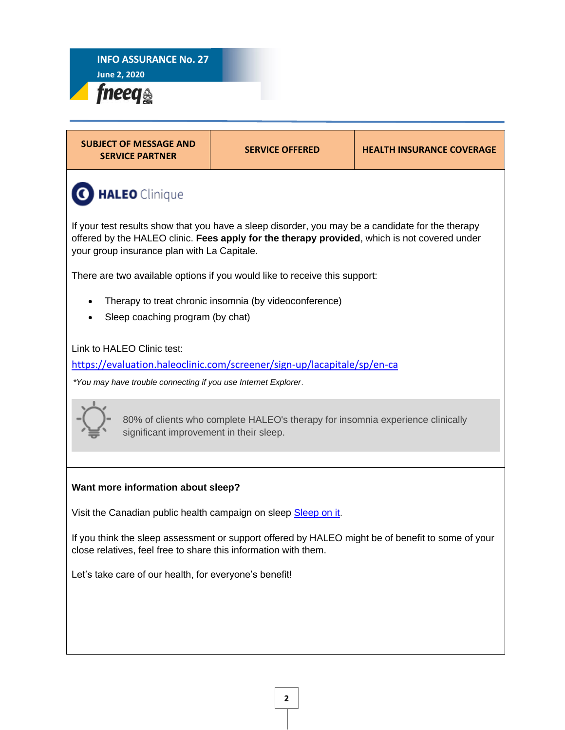INFO ASSURANCE No. 27

June 2, 2020

fneeq CSN

| SUBJECT OF MESSAGE AND SERVICE PARTNER | SERVICE OFFERED | HEALTH INSURANCE COVERAGE |
| --- | --- | --- |

**HALEO Clinique**

If your test results show that you have a sleep disorder, you may be a candidate for the therapy offered by the HALEO clinic. **Fees apply for the therapy provided**, which is not covered under your group insurance plan with La Capitale.

There are two available options if you would like to receive this support:

- Therapy to treat chronic insomnia (by videoconference)
- Sleep coaching program (by chat)

Link to HALEO Clinic test:

https://evaluation.haleoclinic.com/screener/sign-up/lacapitale/sp/en-ca

*\*You may have trouble connecting if you use Internet Explorer.*

80% of clients who complete HALEO's therapy for insomnia experience clinically significant improvement in their sleep.

**Want more information about sleep?**

Visit the Canadian public health campaign on sleep Sleep on it.

If you think the sleep assessment or support offered by HALEO might be of benefit to some of your close relatives, feel free to share this information with them.

Let's take care of our health, for everyone's benefit!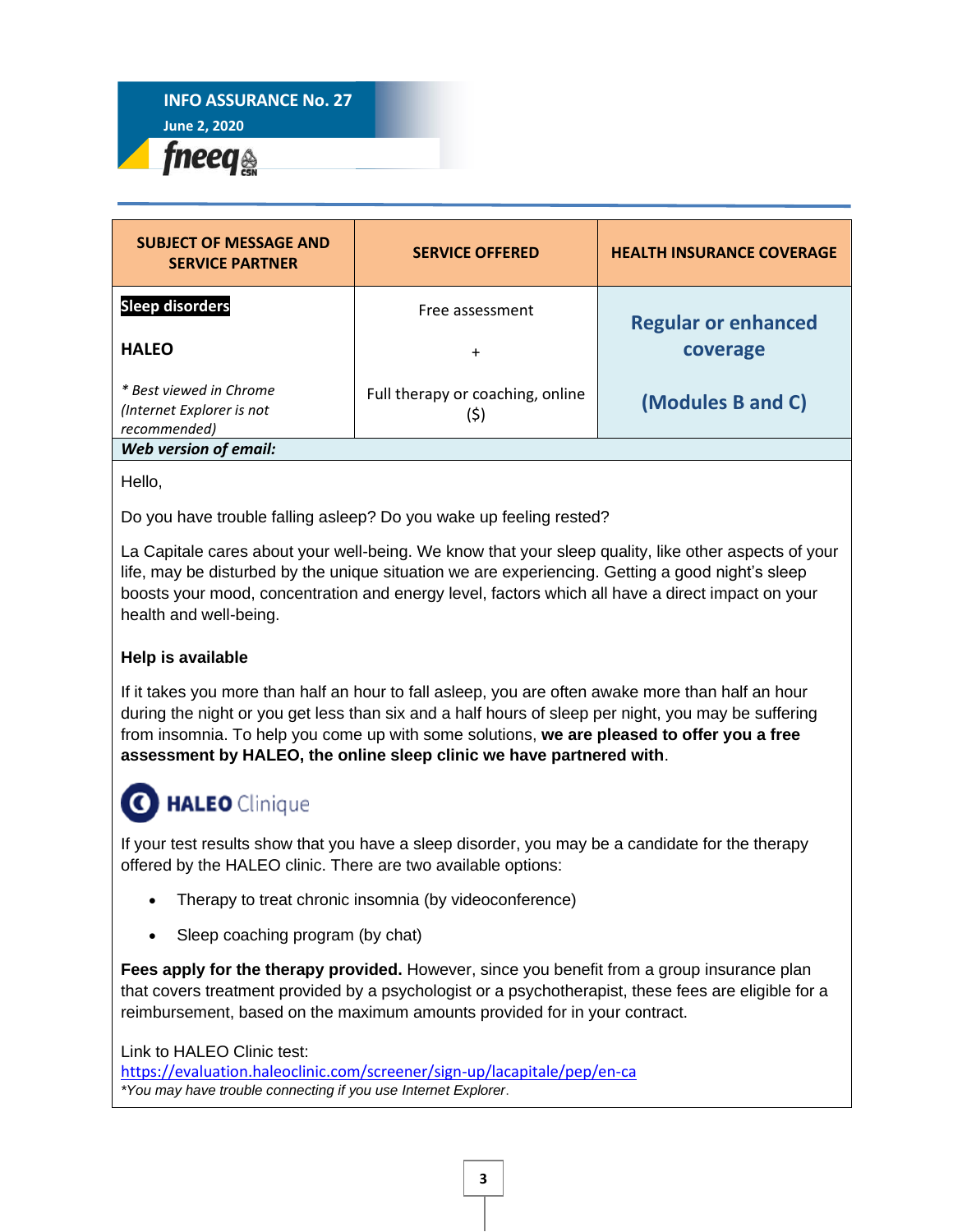**INFO ASSURANCE No. 27**

**June 2, 2020**

fneeq CSN

| SUBJECT OF MESSAGE AND SERVICE PARTNER | SERVICE OFFERED | HEALTH INSURANCE COVERAGE |
|---|---|---|
| **Sleep disorders**<br><br>**HALEO**<br><br>*\* Best viewed in Chrome (Internet Explorer is not recommended)* | Free assessment<br><br>+<br><br>Full therapy or coaching, online ($) | **Regular or enhanced coverage**<br><br>**(Modules B and C)** |

***Web version of email:***

Hello,

Do you have trouble falling asleep? Do you wake up feeling rested?

La Capitale cares about your well-being. We know that your sleep quality, like other aspects of your life, may be disturbed by the unique situation we are experiencing. Getting a good night's sleep boosts your mood, concentration and energy level, factors which all have a direct impact on your health and well-being.

**Help is available**

If it takes you more than half an hour to fall asleep, you are often awake more than half an hour during the night or you get less than six and a half hours of sleep per night, you may be suffering from insomnia. To help you come up with some solutions, **we are pleased to offer you a free assessment by HALEO, the online sleep clinic we have partnered with**.

**HALEO** Clinique

If your test results show that you have a sleep disorder, you may be a candidate for the therapy offered by the HALEO clinic. There are two available options:

- Therapy to treat chronic insomnia (by videoconference)
- Sleep coaching program (by chat)

**Fees apply for the therapy provided.** However, since you benefit from a group insurance plan that covers treatment provided by a psychologist or a psychotherapist, these fees are eligible for a reimbursement, based on the maximum amounts provided for in your contract.

Link to HALEO Clinic test:
https://evaluation.haleoclinic.com/screener/sign-up/lacapitale/pep/en-ca
*\*You may have trouble connecting if you use Internet Explorer*.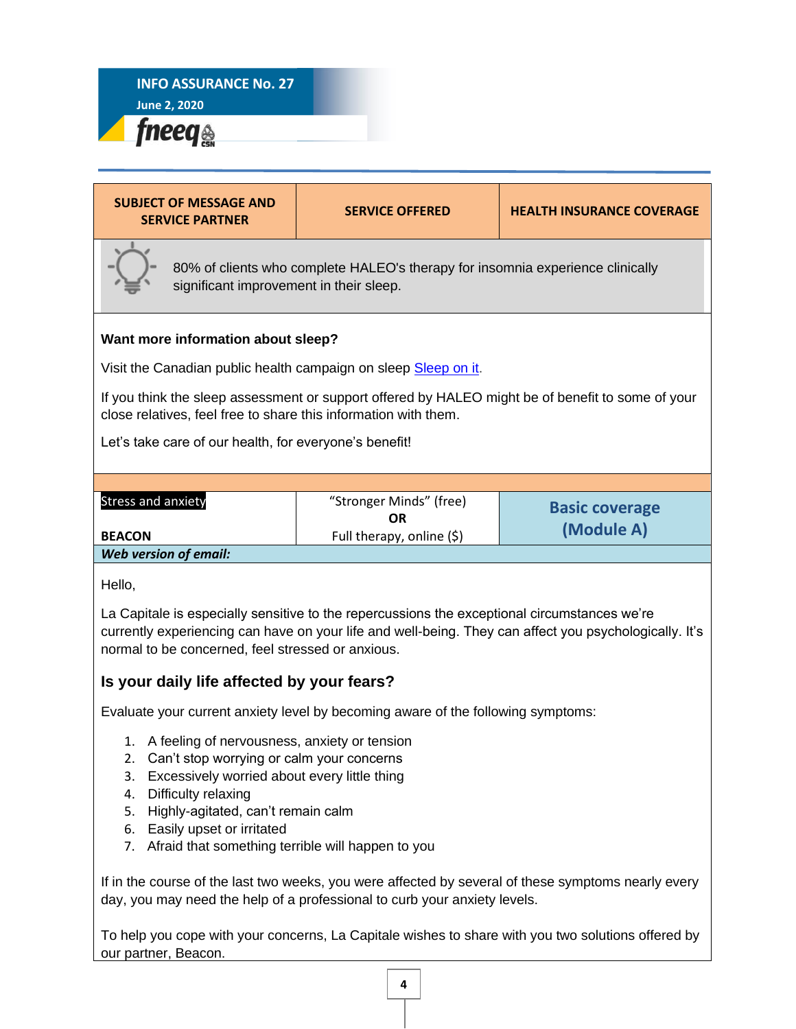**INFO ASSURANCE No. 27**
**June 2, 2020**

| SUBJECT OF MESSAGE AND SERVICE PARTNER | SERVICE OFFERED | HEALTH INSURANCE COVERAGE |
|---|---|---|

80% of clients who complete HALEO's therapy for insomnia experience clinically significant improvement in their sleep.

**Want more information about sleep?**

Visit the Canadian public health campaign on sleep Sleep on it.

If you think the sleep assessment or support offered by HALEO might be of benefit to some of your close relatives, feel free to share this information with them.

Let's take care of our health, for everyone's benefit!

| Stress and anxiety<br><br>**BEACON** | "Stronger Minds" (free)<br>**OR**<br>Full therapy, online ($) | **Basic coverage (Module A)** |
|---|---|---|

***Web version of email:***

Hello,

La Capitale is especially sensitive to the repercussions the exceptional circumstances we're currently experiencing can have on your life and well-being. They can affect you psychologically. It's normal to be concerned, feel stressed or anxious.

## Is your daily life affected by your fears?

Evaluate your current anxiety level by becoming aware of the following symptoms:

1. A feeling of nervousness, anxiety or tension
2. Can't stop worrying or calm your concerns
3. Excessively worried about every little thing
4. Difficulty relaxing
5. Highly-agitated, can't remain calm
6. Easily upset or irritated
7. Afraid that something terrible will happen to you

If in the course of the last two weeks, you were affected by several of these symptoms nearly every day, you may need the help of a professional to curb your anxiety levels.

To help you cope with your concerns, La Capitale wishes to share with you two solutions offered by our partner, Beacon.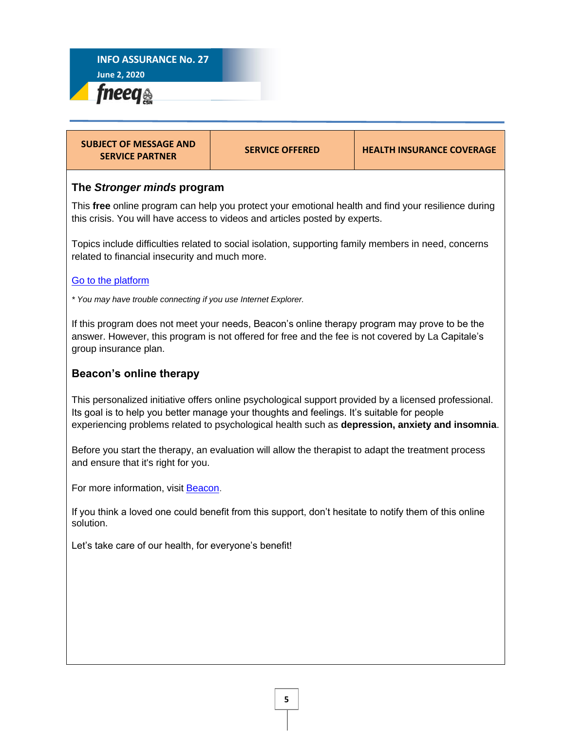| SUBJECT OF MESSAGE AND SERVICE PARTNER | SERVICE OFFERED | HEALTH INSURANCE COVERAGE |
|---|---|---|

### The *Stronger minds* program

This **free** online program can help you protect your emotional health and find your resilience during this crisis. You will have access to videos and articles posted by experts.

Topics include difficulties related to social isolation, supporting family members in need, concerns related to financial insecurity and much more.

Go to the platform

*\* You may have trouble connecting if you use Internet Explorer.*

If this program does not meet your needs, Beacon's online therapy program may prove to be the answer. However, this program is not offered for free and the fee is not covered by La Capitale's group insurance plan.

### Beacon's online therapy

This personalized initiative offers online psychological support provided by a licensed professional. Its goal is to help you better manage your thoughts and feelings. It's suitable for people experiencing problems related to psychological health such as **depression, anxiety and insomnia**.

Before you start the therapy, an evaluation will allow the therapist to adapt the treatment process and ensure that it's right for you.

For more information, visit Beacon.

If you think a loved one could benefit from this support, don't hesitate to notify them of this online solution.

Let's take care of our health, for everyone's benefit!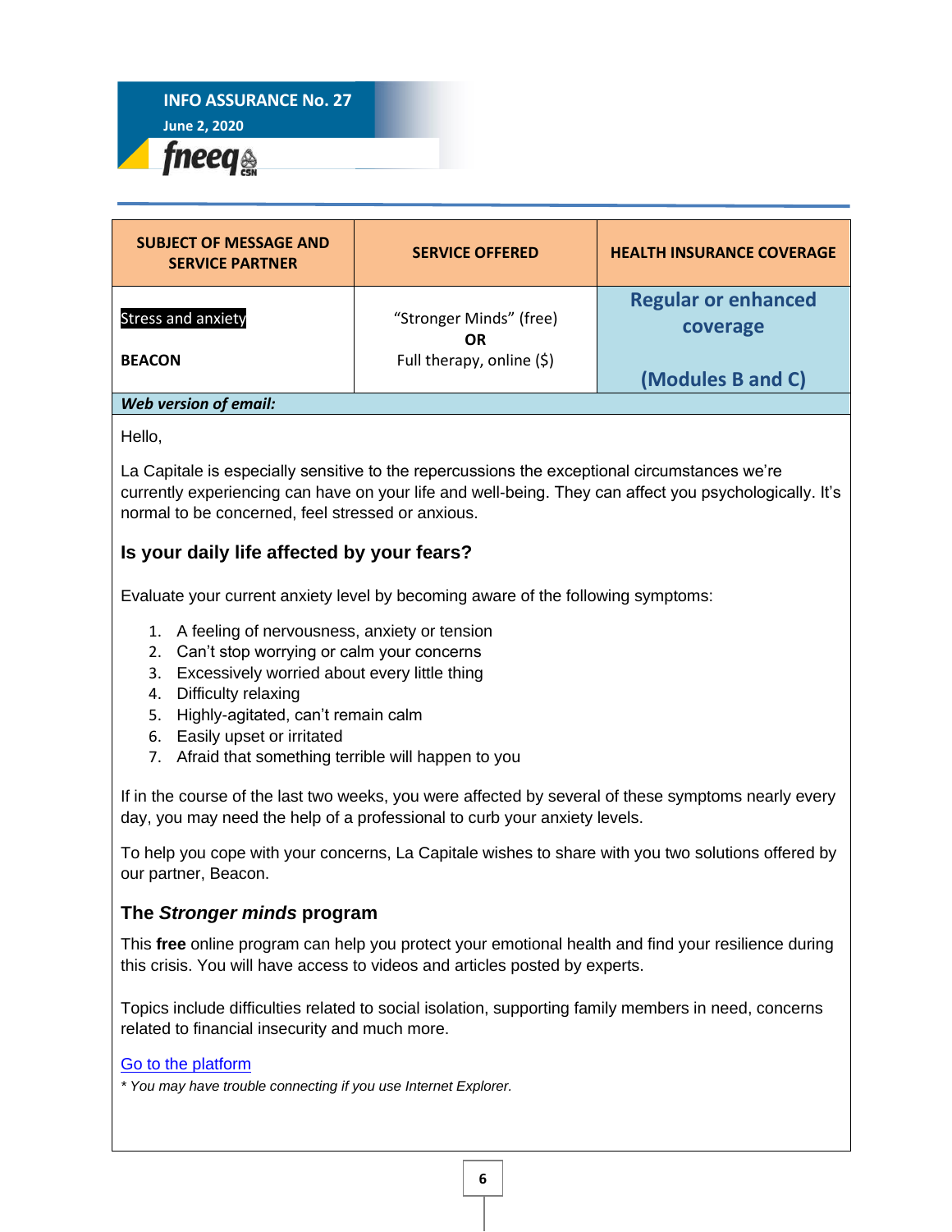**INFO ASSURANCE No. 27**
**June 2, 2020**

fneeq CSN

| SUBJECT OF MESSAGE AND SERVICE PARTNER | SERVICE OFFERED | HEALTH INSURANCE COVERAGE |
|---|---|---|
| Stress and anxiety<br><br>**BEACON** | "Stronger Minds" (free)<br>**OR**<br>Full therapy, online ($) | **Regular or enhanced coverage**<br><br>**(Modules B and C)** |

***Web version of email:***

Hello,

La Capitale is especially sensitive to the repercussions the exceptional circumstances we're currently experiencing can have on your life and well-being. They can affect you psychologically. It's normal to be concerned, feel stressed or anxious.

## Is your daily life affected by your fears?

Evaluate your current anxiety level by becoming aware of the following symptoms:

1. A feeling of nervousness, anxiety or tension
2. Can't stop worrying or calm your concerns
3. Excessively worried about every little thing
4. Difficulty relaxing
5. Highly-agitated, can't remain calm
6. Easily upset or irritated
7. Afraid that something terrible will happen to you

If in the course of the last two weeks, you were affected by several of these symptoms nearly every day, you may need the help of a professional to curb your anxiety levels.

To help you cope with your concerns, La Capitale wishes to share with you two solutions offered by our partner, Beacon.

## The *Stronger minds* program

This **free** online program can help you protect your emotional health and find your resilience during this crisis. You will have access to videos and articles posted by experts.

Topics include difficulties related to social isolation, supporting family members in need, concerns related to financial insecurity and much more.

Go to the platform

*\* You may have trouble connecting if you use Internet Explorer.*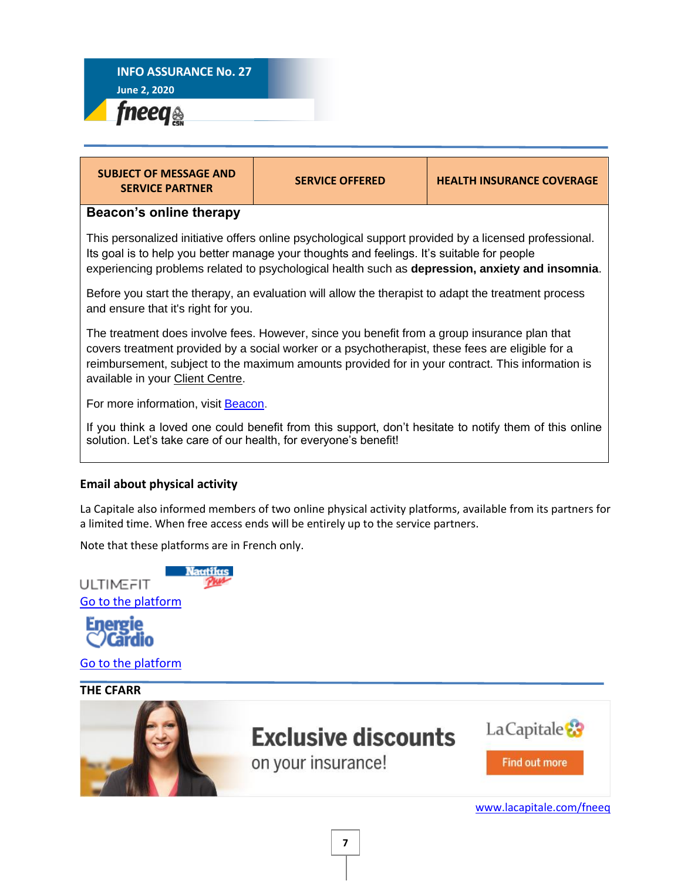INFO ASSURANCE No. 27

June 2, 2020

fneeq CSN

| SUBJECT OF MESSAGE AND SERVICE PARTNER | SERVICE OFFERED | HEALTH INSURANCE COVERAGE |
| --- | --- | --- |

**Beacon's online therapy**

This personalized initiative offers online psychological support provided by a licensed professional. Its goal is to help you better manage your thoughts and feelings. It's suitable for people experiencing problems related to psychological health such as **depression, anxiety and insomnia**.

Before you start the therapy, an evaluation will allow the therapist to adapt the treatment process and ensure that it's right for you.

The treatment does involve fees. However, since you benefit from a group insurance plan that covers treatment provided by a social worker or a psychotherapist, these fees are eligible for a reimbursement, subject to the maximum amounts provided for in your contract. This information is available in your Client Centre.

For more information, visit Beacon.

If you think a loved one could benefit from this support, don't hesitate to notify them of this online solution. Let's take care of our health, for everyone's benefit!

**Email about physical activity**

La Capitale also informed members of two online physical activity platforms, available from its partners for a limited time. When free access ends will be entirely up to the service partners.

Note that these platforms are in French only.

ULTIMEFIT Nautilus Plus

Go to the platform

Energie Cardio

Go to the platform

**THE CFARR**

Exclusive discounts on your insurance!

La Capitale

Find out more

www.lacapitale.com/fneeq